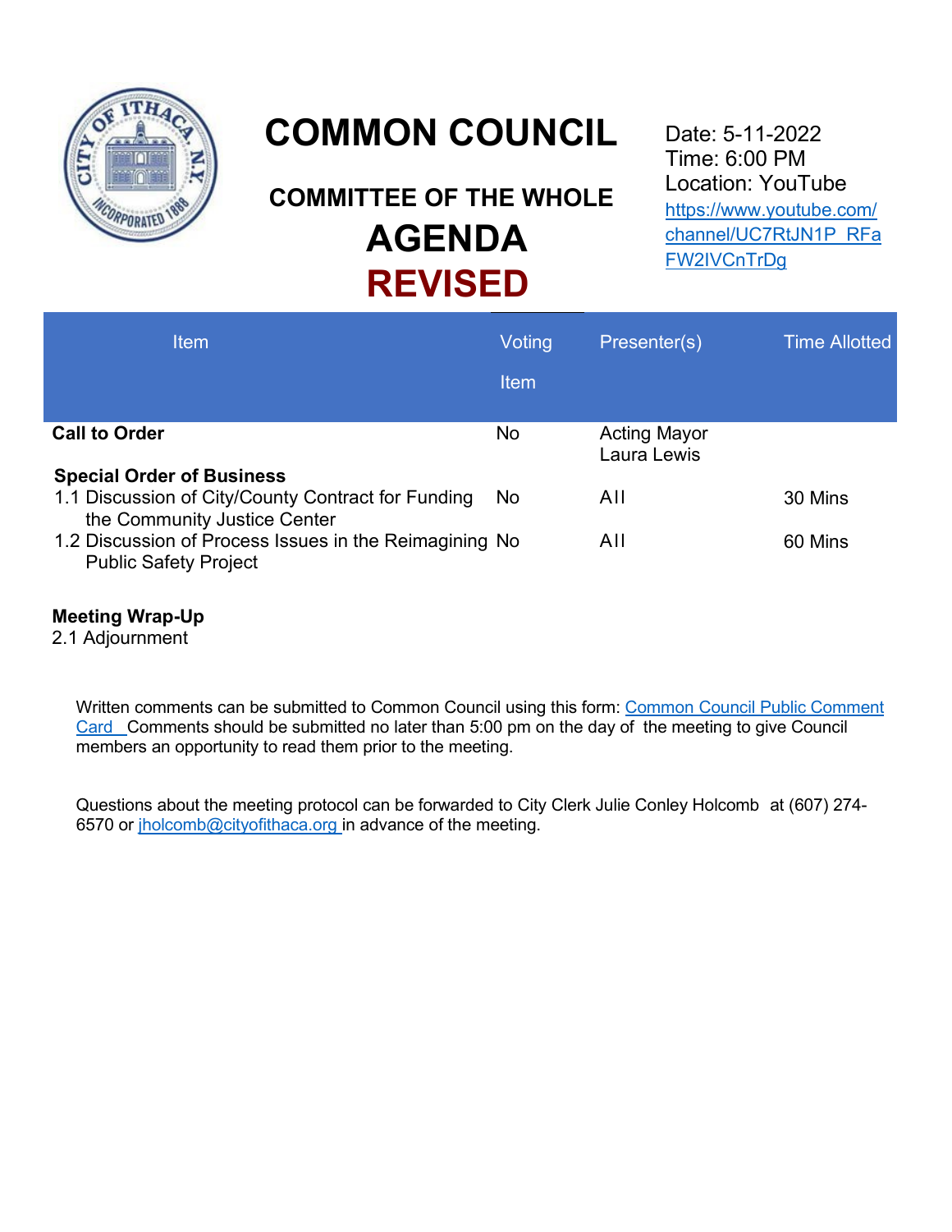# COMMON COUNCIL

## COMMITTEE OF THE WHOLE

# AGENDA

# REVISED

Date: 5-11-2022
Time: 6:00 PM
Location: YouTube
[https://www.youtube.com/channel/UC7RtJN1P_RFaFW2IVCnTrDg](https://www.youtube.com/channel/UC7RtJN1P_RFaFW2IVCnTrDg)

| Item | Voting Item | Presenter(s) | Time Allotted |
|---|---|---|---|
| **Call to Order** | No | Acting Mayor Laura Lewis | |
| **Special Order of Business** | | | |
| 1.1 Discussion of City/County Contract for Funding the Community Justice Center | No | All | 30 Mins |
| 1.2 Discussion of Process Issues in the Reimagining Public Safety Project | No | All | 60 Mins |

**Meeting Wrap-Up**
2.1 Adjournment

Written comments can be submitted to Common Council using this form: Common Council Public Comment Card Comments should be submitted no later than 5:00 pm on the day of the meeting to give Council members an opportunity to read them prior to the meeting.

Questions about the meeting protocol can be forwarded to City Clerk Julie Conley Holcomb at (607) 274-6570 or jholcomb@cityofithaca.org in advance of the meeting.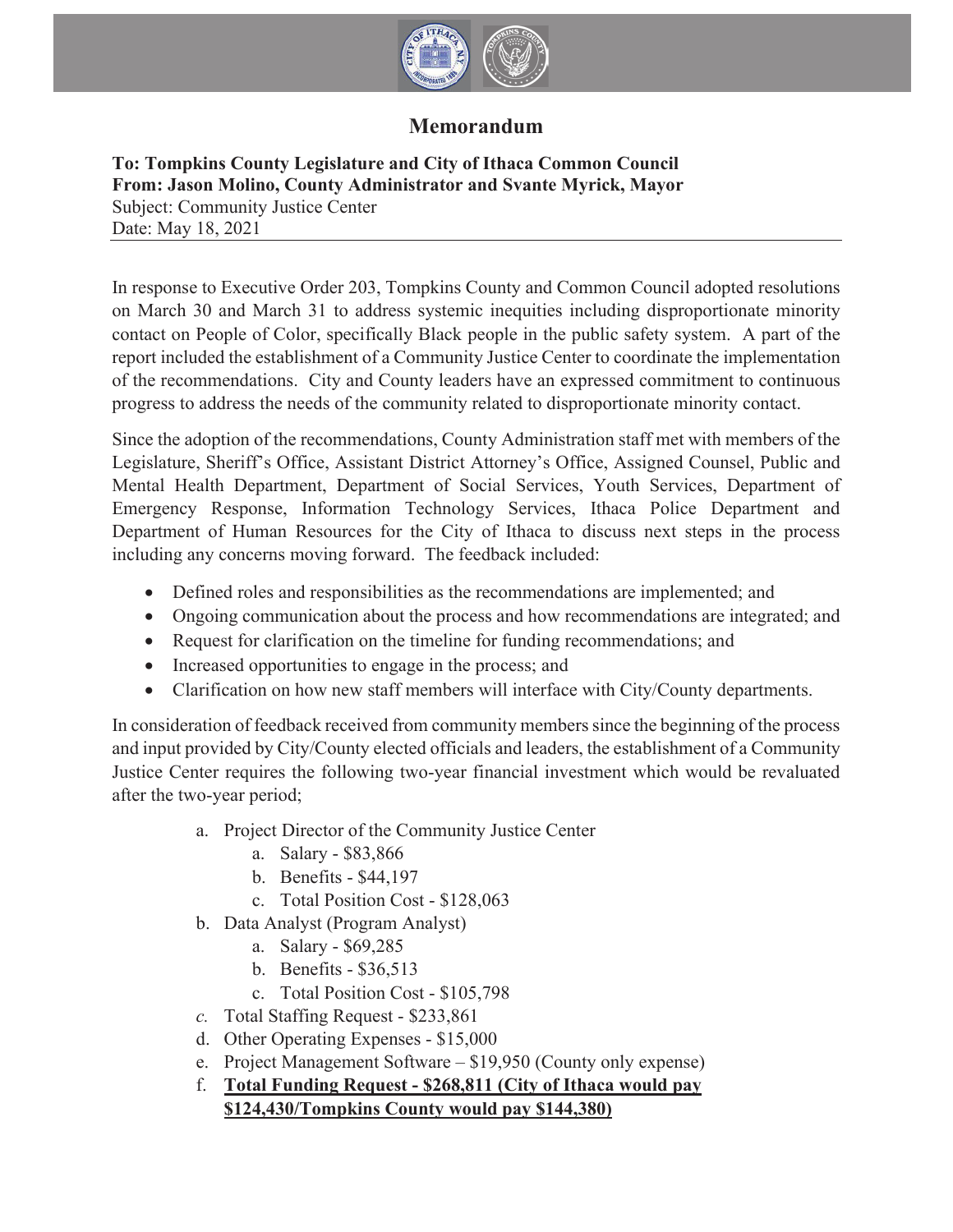# Memorandum

**To: Tompkins County Legislature and City of Ithaca Common Council**
**From: Jason Molino, County Administrator and Svante Myrick, Mayor**
Subject: Community Justice Center
Date: May 18, 2021

---

In response to Executive Order 203, Tompkins County and Common Council adopted resolutions on March 30 and March 31 to address systemic inequities including disproportionate minority contact on People of Color, specifically Black people in the public safety system. A part of the report included the establishment of a Community Justice Center to coordinate the implementation of the recommendations. City and County leaders have an expressed commitment to continuous progress to address the needs of the community related to disproportionate minority contact.

Since the adoption of the recommendations, County Administration staff met with members of the Legislature, Sheriff's Office, Assistant District Attorney's Office, Assigned Counsel, Public and Mental Health Department, Department of Social Services, Youth Services, Department of Emergency Response, Information Technology Services, Ithaca Police Department and Department of Human Resources for the City of Ithaca to discuss next steps in the process including any concerns moving forward. The feedback included:

- Defined roles and responsibilities as the recommendations are implemented; and
- Ongoing communication about the process and how recommendations are integrated; and
- Request for clarification on the timeline for funding recommendations; and
- Increased opportunities to engage in the process; and
- Clarification on how new staff members will interface with City/County departments.

In consideration of feedback received from community members since the beginning of the process and input provided by City/County elected officials and leaders, the establishment of a Community Justice Center requires the following two-year financial investment which would be revaluated after the two-year period;

a. Project Director of the Community Justice Center
   a. Salary - $83,866
   b. Benefits - $44,197
   c. Total Position Cost - $128,063
b. Data Analyst (Program Analyst)
   a. Salary - $69,285
   b. Benefits - $36,513
   c. Total Position Cost - $105,798
c. Total Staffing Request - $233,861
d. Other Operating Expenses - $15,000
e. Project Management Software – $19,950 (County only expense)
f. **Total Funding Request - $268,811 (City of Ithaca would pay $124,430/Tompkins County would pay $144,380)**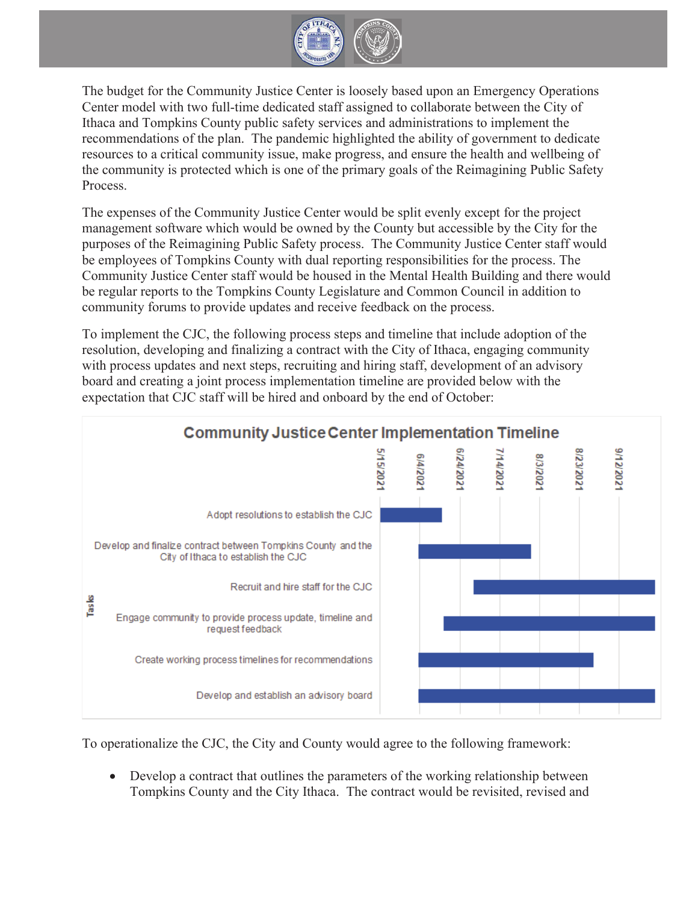The budget for the Community Justice Center is loosely based upon an Emergency Operations Center model with two full-time dedicated staff assigned to collaborate between the City of Ithaca and Tompkins County public safety services and administrations to implement the recommendations of the plan. The pandemic highlighted the ability of government to dedicate resources to a critical community issue, make progress, and ensure the health and wellbeing of the community is protected which is one of the primary goals of the Reimagining Public Safety Process.

The expenses of the Community Justice Center would be split evenly except for the project management software which would be owned by the County but accessible by the City for the purposes of the Reimagining Public Safety process. The Community Justice Center staff would be employees of Tompkins County with dual reporting responsibilities for the process. The Community Justice Center staff would be housed in the Mental Health Building and there would be regular reports to the Tompkins County Legislature and Common Council in addition to community forums to provide updates and receive feedback on the process.

To implement the CJC, the following process steps and timeline that include adoption of the resolution, developing and finalizing a contract with the City of Ithaca, engaging community with process updates and next steps, recruiting and hiring staff, development of an advisory board and creating a joint process implementation timeline are provided below with the expectation that CJC staff will be hired and onboard by the end of October:

**Community Justice Center Implementation Timeline**

| Tasks | 5/15/2021 | 6/4/2021 | 6/24/2021 | 7/14/2021 | 8/3/2021 | 8/23/2021 | 9/12/2021 |
|---|---|---|---|---|---|---|---|
| Adopt resolutions to establish the CJC | | | | | | | |
| Develop and finalize contract between Tompkins County and the City of Ithaca to establish the CJC | | | | | | | |
| Recruit and hire staff for the CJC | | | | | | | |
| Engage community to provide process update, timeline and request feedback | | | | | | | |
| Create working process timelines for recommendations | | | | | | | |
| Develop and establish an advisory board | | | | | | | |

To operationalize the CJC, the City and County would agree to the following framework:

- Develop a contract that outlines the parameters of the working relationship between Tompkins County and the City Ithaca. The contract would be revisited, revised and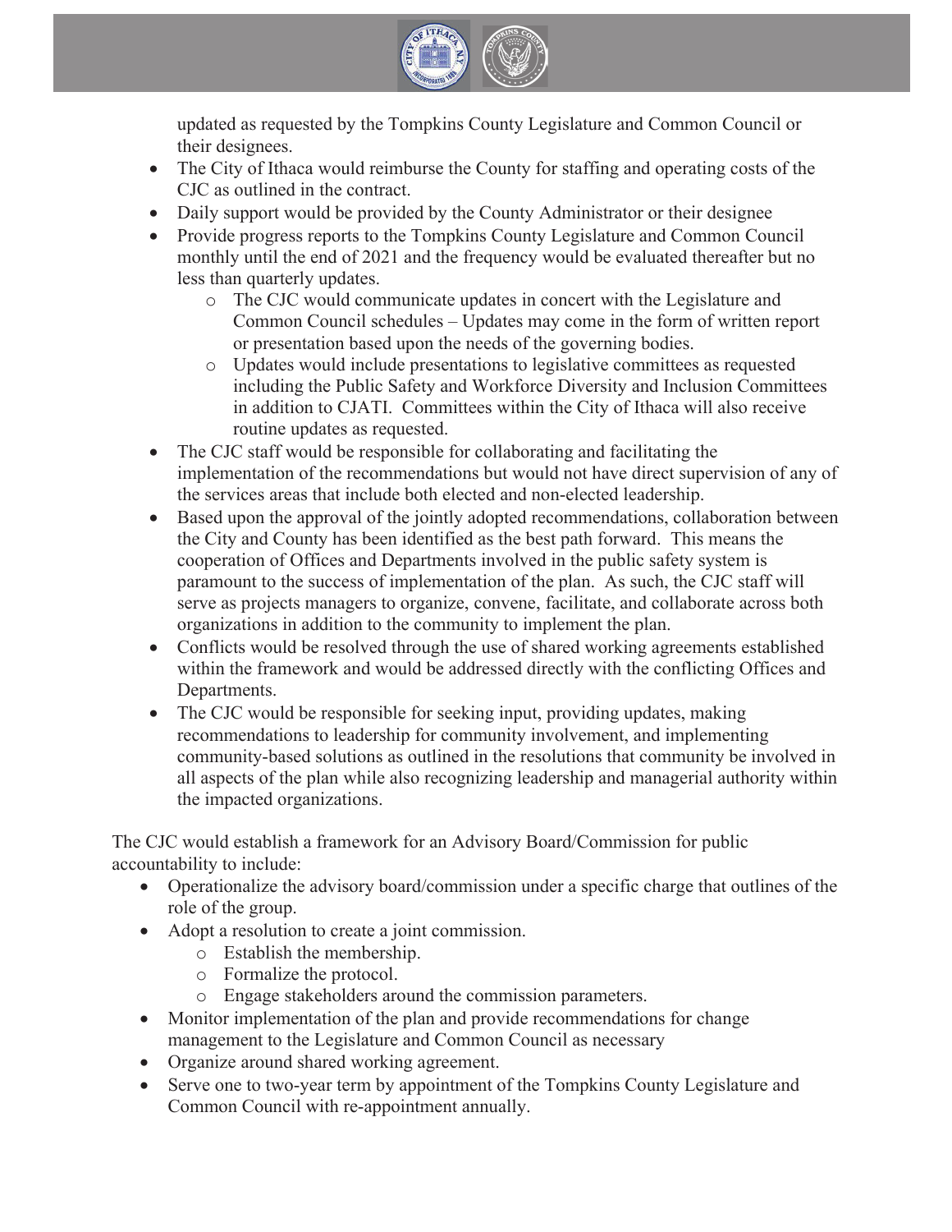updated as requested by the Tompkins County Legislature and Common Council or their designees.

- The City of Ithaca would reimburse the County for staffing and operating costs of the CJC as outlined in the contract.
- Daily support would be provided by the County Administrator or their designee
- Provide progress reports to the Tompkins County Legislature and Common Council monthly until the end of 2021 and the frequency would be evaluated thereafter but no less than quarterly updates.
    - The CJC would communicate updates in concert with the Legislature and Common Council schedules – Updates may come in the form of written report or presentation based upon the needs of the governing bodies.
    - Updates would include presentations to legislative committees as requested including the Public Safety and Workforce Diversity and Inclusion Committees in addition to CJATI. Committees within the City of Ithaca will also receive routine updates as requested.
- The CJC staff would be responsible for collaborating and facilitating the implementation of the recommendations but would not have direct supervision of any of the services areas that include both elected and non-elected leadership.
- Based upon the approval of the jointly adopted recommendations, collaboration between the City and County has been identified as the best path forward. This means the cooperation of Offices and Departments involved in the public safety system is paramount to the success of implementation of the plan. As such, the CJC staff will serve as projects managers to organize, convene, facilitate, and collaborate across both organizations in addition to the community to implement the plan.
- Conflicts would be resolved through the use of shared working agreements established within the framework and would be addressed directly with the conflicting Offices and Departments.
- The CJC would be responsible for seeking input, providing updates, making recommendations to leadership for community involvement, and implementing community-based solutions as outlined in the resolutions that community be involved in all aspects of the plan while also recognizing leadership and managerial authority within the impacted organizations.

The CJC would establish a framework for an Advisory Board/Commission for public accountability to include:

- Operationalize the advisory board/commission under a specific charge that outlines of the role of the group.
- Adopt a resolution to create a joint commission.
    - Establish the membership.
    - Formalize the protocol.
    - Engage stakeholders around the commission parameters.
- Monitor implementation of the plan and provide recommendations for change management to the Legislature and Common Council as necessary
- Organize around shared working agreement.
- Serve one to two-year term by appointment of the Tompkins County Legislature and Common Council with re-appointment annually.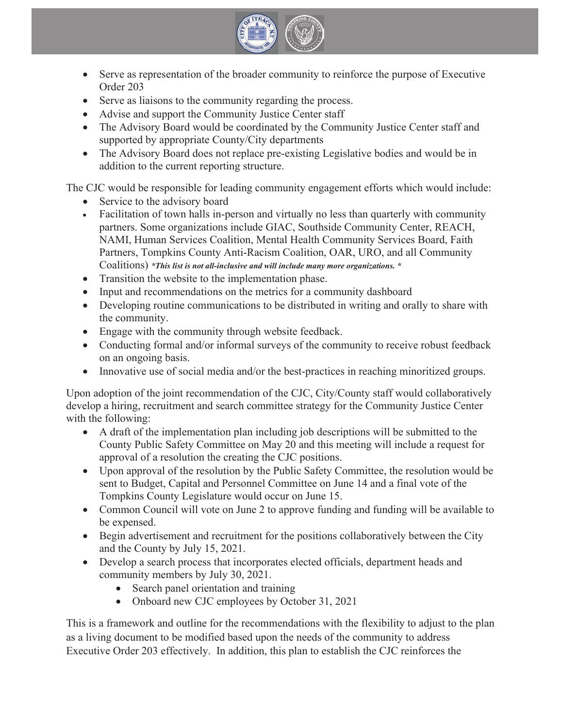- Serve as representation of the broader community to reinforce the purpose of Executive Order 203
- Serve as liaisons to the community regarding the process.
- Advise and support the Community Justice Center staff
- The Advisory Board would be coordinated by the Community Justice Center staff and supported by appropriate County/City departments
- The Advisory Board does not replace pre-existing Legislative bodies and would be in addition to the current reporting structure.

The CJC would be responsible for leading community engagement efforts which would include:

- Service to the advisory board
- Facilitation of town halls in-person and virtually no less than quarterly with community partners. Some organizations include GIAC, Southside Community Center, REACH, NAMI, Human Services Coalition, Mental Health Community Services Board, Faith Partners, Tompkins County Anti-Racism Coalition, OAR, URO, and all Community Coalitions) ***This list is not all-inclusive and will include many more organizations. ***
- Transition the website to the implementation phase.
- Input and recommendations on the metrics for a community dashboard
- Developing routine communications to be distributed in writing and orally to share with the community.
- Engage with the community through website feedback.
- Conducting formal and/or informal surveys of the community to receive robust feedback on an ongoing basis.
- Innovative use of social media and/or the best-practices in reaching minoritized groups.

Upon adoption of the joint recommendation of the CJC, City/County staff would collaboratively develop a hiring, recruitment and search committee strategy for the Community Justice Center with the following:

- A draft of the implementation plan including job descriptions will be submitted to the County Public Safety Committee on May 20 and this meeting will include a request for approval of a resolution the creating the CJC positions.
- Upon approval of the resolution by the Public Safety Committee, the resolution would be sent to Budget, Capital and Personnel Committee on June 14 and a final vote of the Tompkins County Legislature would occur on June 15.
- Common Council will vote on June 2 to approve funding and funding will be available to be expensed.
- Begin advertisement and recruitment for the positions collaboratively between the City and the County by July 15, 2021.
- Develop a search process that incorporates elected officials, department heads and community members by July 30, 2021.
  - Search panel orientation and training
  - Onboard new CJC employees by October 31, 2021

This is a framework and outline for the recommendations with the flexibility to adjust to the plan as a living document to be modified based upon the needs of the community to address Executive Order 203 effectively. In addition, this plan to establish the CJC reinforces the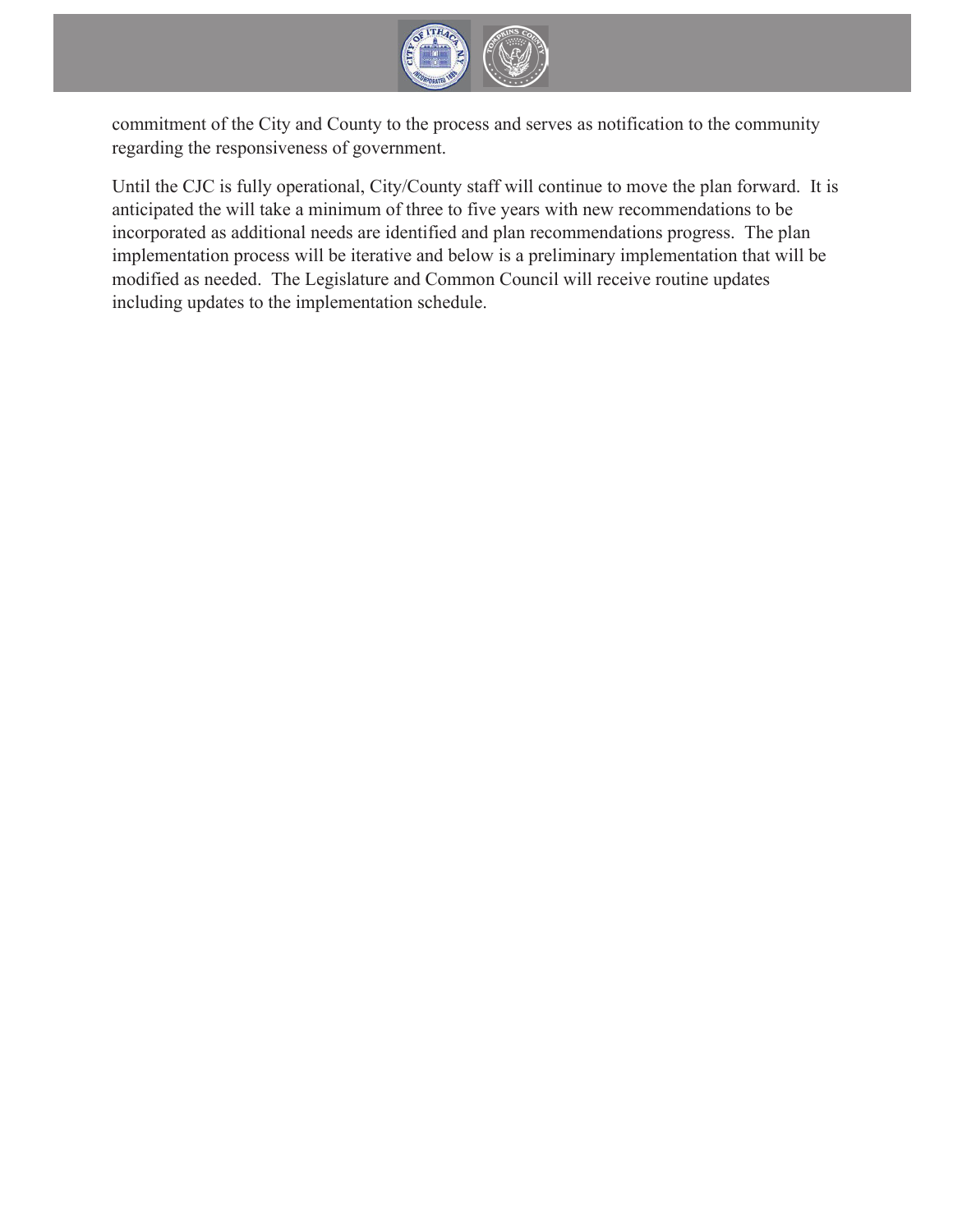commitment of the City and County to the process and serves as notification to the community regarding the responsiveness of government.

Until the CJC is fully operational, City/County staff will continue to move the plan forward. It is anticipated the will take a minimum of three to five years with new recommendations to be incorporated as additional needs are identified and plan recommendations progress. The plan implementation process will be iterative and below is a preliminary implementation that will be modified as needed. The Legislature and Common Council will receive routine updates including updates to the implementation schedule.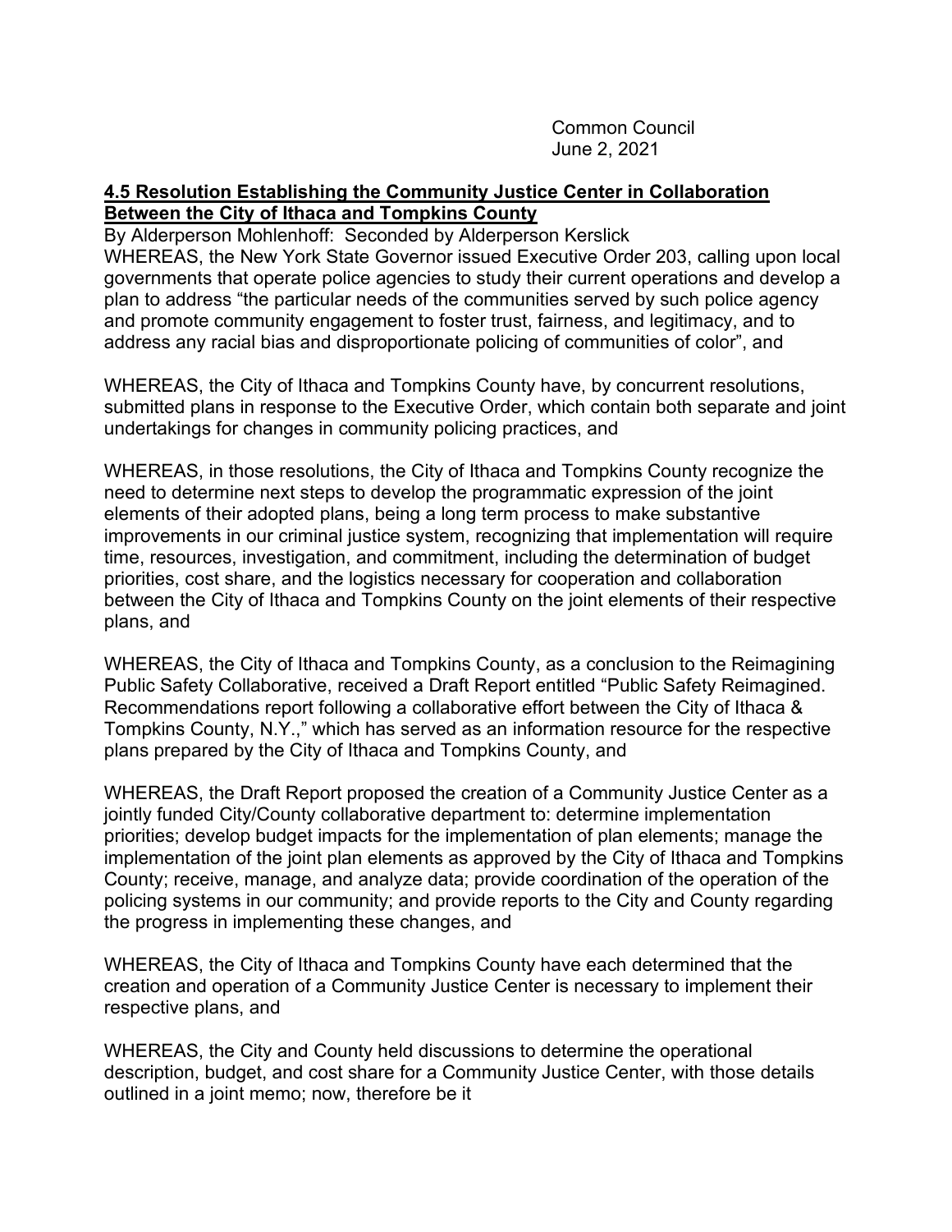Common Council
June 2, 2021

**4.5 Resolution Establishing the Community Justice Center in Collaboration Between the City of Ithaca and Tompkins County**

By Alderperson Mohlenhoff: Seconded by Alderperson Kerslick

WHEREAS, the New York State Governor issued Executive Order 203, calling upon local governments that operate police agencies to study their current operations and develop a plan to address "the particular needs of the communities served by such police agency and promote community engagement to foster trust, fairness, and legitimacy, and to address any racial bias and disproportionate policing of communities of color", and

WHEREAS, the City of Ithaca and Tompkins County have, by concurrent resolutions, submitted plans in response to the Executive Order, which contain both separate and joint undertakings for changes in community policing practices, and

WHEREAS, in those resolutions, the City of Ithaca and Tompkins County recognize the need to determine next steps to develop the programmatic expression of the joint elements of their adopted plans, being a long term process to make substantive improvements in our criminal justice system, recognizing that implementation will require time, resources, investigation, and commitment, including the determination of budget priorities, cost share, and the logistics necessary for cooperation and collaboration between the City of Ithaca and Tompkins County on the joint elements of their respective plans, and

WHEREAS, the City of Ithaca and Tompkins County, as a conclusion to the Reimagining Public Safety Collaborative, received a Draft Report entitled "Public Safety Reimagined. Recommendations report following a collaborative effort between the City of Ithaca & Tompkins County, N.Y.," which has served as an information resource for the respective plans prepared by the City of Ithaca and Tompkins County, and

WHEREAS, the Draft Report proposed the creation of a Community Justice Center as a jointly funded City/County collaborative department to: determine implementation priorities; develop budget impacts for the implementation of plan elements; manage the implementation of the joint plan elements as approved by the City of Ithaca and Tompkins County; receive, manage, and analyze data; provide coordination of the operation of the policing systems in our community; and provide reports to the City and County regarding the progress in implementing these changes, and

WHEREAS, the City of Ithaca and Tompkins County have each determined that the creation and operation of a Community Justice Center is necessary to implement their respective plans, and

WHEREAS, the City and County held discussions to determine the operational description, budget, and cost share for a Community Justice Center, with those details outlined in a joint memo; now, therefore be it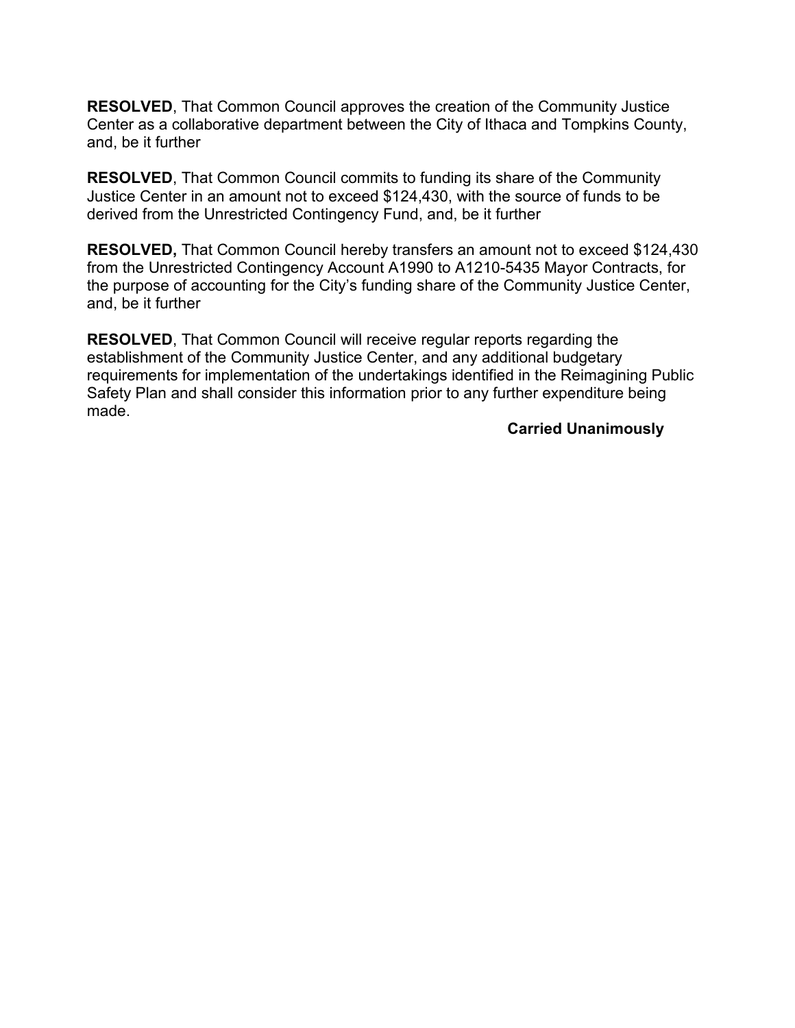**RESOLVED**, That Common Council approves the creation of the Community Justice Center as a collaborative department between the City of Ithaca and Tompkins County, and, be it further

**RESOLVED**, That Common Council commits to funding its share of the Community Justice Center in an amount not to exceed $124,430, with the source of funds to be derived from the Unrestricted Contingency Fund, and, be it further

**RESOLVED,** That Common Council hereby transfers an amount not to exceed $124,430 from the Unrestricted Contingency Account A1990 to A1210-5435 Mayor Contracts, for the purpose of accounting for the City's funding share of the Community Justice Center, and, be it further

**RESOLVED**, That Common Council will receive regular reports regarding the establishment of the Community Justice Center, and any additional budgetary requirements for implementation of the undertakings identified in the Reimagining Public Safety Plan and shall consider this information prior to any further expenditure being made.

**Carried Unanimously**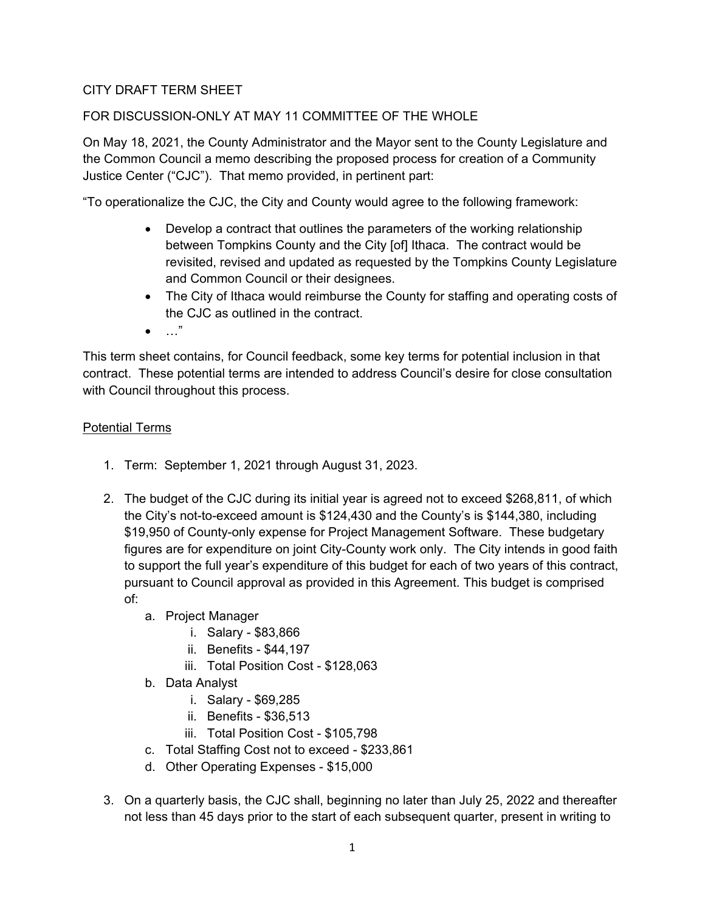CITY DRAFT TERM SHEET

FOR DISCUSSION-ONLY AT MAY 11 COMMITTEE OF THE WHOLE

On May 18, 2021, the County Administrator and the Mayor sent to the County Legislature and the Common Council a memo describing the proposed process for creation of a Community Justice Center ("CJC"). That memo provided, in pertinent part:

"To operationalize the CJC, the City and County would agree to the following framework:

- Develop a contract that outlines the parameters of the working relationship between Tompkins County and the City [of] Ithaca. The contract would be revisited, revised and updated as requested by the Tompkins County Legislature and Common Council or their designees.
- The City of Ithaca would reimburse the County for staffing and operating costs of the CJC as outlined in the contract.
- …"

This term sheet contains, for Council feedback, some key terms for potential inclusion in that contract. These potential terms are intended to address Council's desire for close consultation with Council throughout this process.

<u>Potential Terms</u>

1. Term: September 1, 2021 through August 31, 2023.

2. The budget of the CJC during its initial year is agreed not to exceed $268,811, of which the City's not-to-exceed amount is $124,430 and the County's is $144,380, including $19,950 of County-only expense for Project Management Software. These budgetary figures are for expenditure on joint City-County work only. The City intends in good faith to support the full year's expenditure of this budget for each of two years of this contract, pursuant to Council approval as provided in this Agreement. This budget is comprised of:
   a. Project Manager
      i. Salary - $83,866
      ii. Benefits - $44,197
      iii. Total Position Cost - $128,063
   b. Data Analyst
      i. Salary - $69,285
      ii. Benefits - $36,513
      iii. Total Position Cost - $105,798
   c. Total Staffing Cost not to exceed - $233,861
   d. Other Operating Expenses - $15,000

3. On a quarterly basis, the CJC shall, beginning no later than July 25, 2022 and thereafter not less than 45 days prior to the start of each subsequent quarter, present in writing to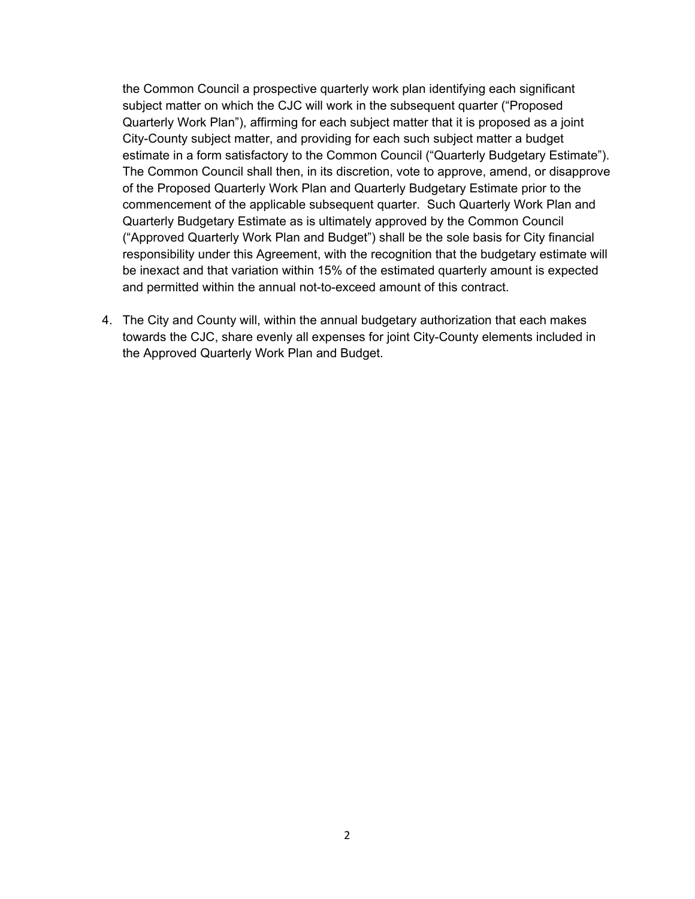the Common Council a prospective quarterly work plan identifying each significant subject matter on which the CJC will work in the subsequent quarter ("Proposed Quarterly Work Plan"), affirming for each subject matter that it is proposed as a joint City-County subject matter, and providing for each such subject matter a budget estimate in a form satisfactory to the Common Council ("Quarterly Budgetary Estimate"). The Common Council shall then, in its discretion, vote to approve, amend, or disapprove of the Proposed Quarterly Work Plan and Quarterly Budgetary Estimate prior to the commencement of the applicable subsequent quarter. Such Quarterly Work Plan and Quarterly Budgetary Estimate as is ultimately approved by the Common Council ("Approved Quarterly Work Plan and Budget") shall be the sole basis for City financial responsibility under this Agreement, with the recognition that the budgetary estimate will be inexact and that variation within 15% of the estimated quarterly amount is expected and permitted within the annual not-to-exceed amount of this contract.

4. The City and County will, within the annual budgetary authorization that each makes towards the CJC, share evenly all expenses for joint City-County elements included in the Approved Quarterly Work Plan and Budget.